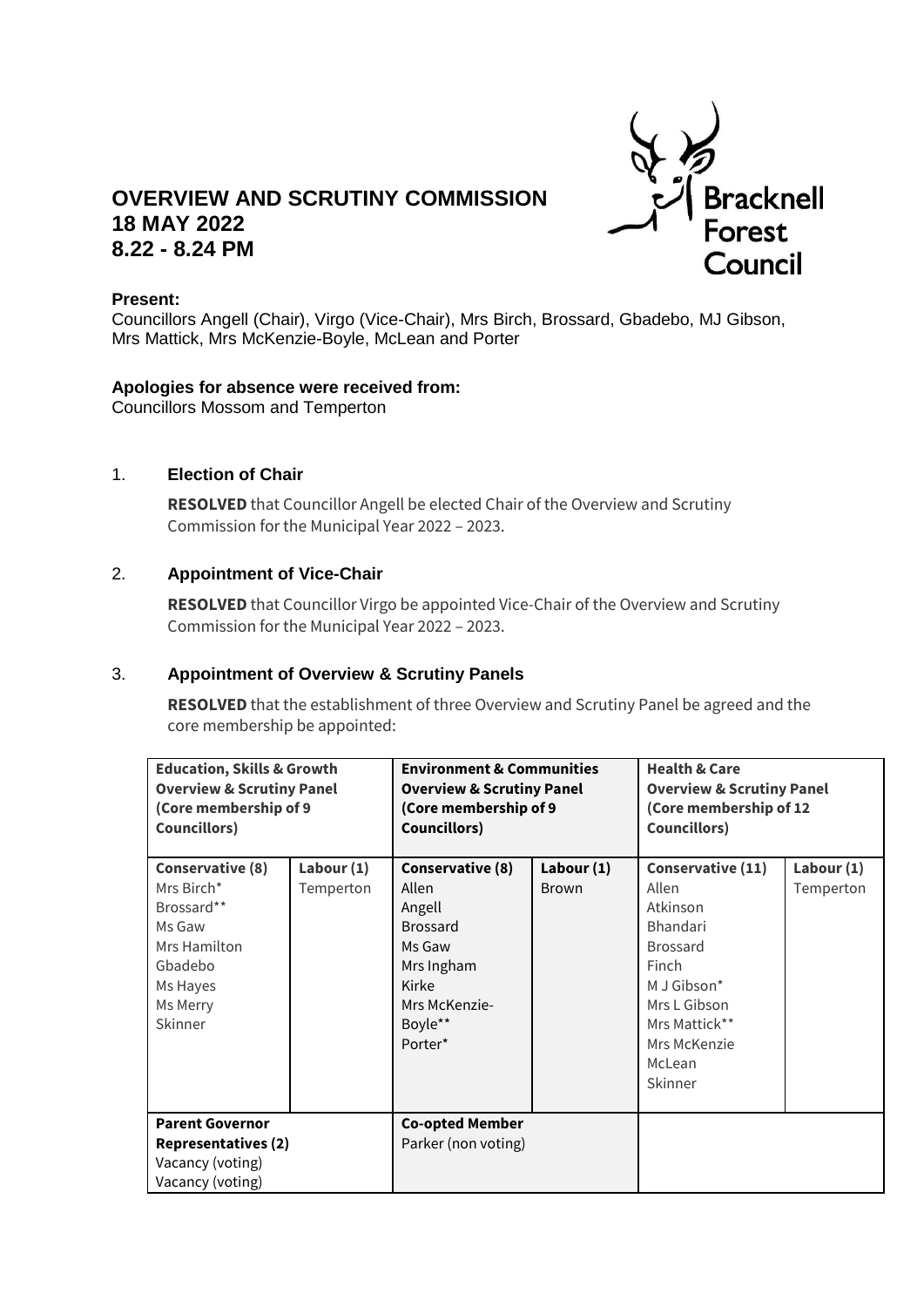# OVERVIEW AND SCRUTINY COMMISSION
## 18 MAY 2022
## 8.22 - 8.24 PM

**Present:**
Councillors Angell (Chair), Virgo (Vice-Chair), Mrs Birch, Brossard, Gbadebo, MJ Gibson, Mrs Mattick, Mrs McKenzie-Boyle, McLean and Porter

**Apologies for absence were received from:**
Councillors Mossom and Temperton

### 1. Election of Chair

**RESOLVED** that Councillor Angell be elected Chair of the Overview and Scrutiny Commission for the Municipal Year 2022 – 2023.

### 2. Appointment of Vice-Chair

**RESOLVED** that Councillor Virgo be appointed Vice-Chair of the Overview and Scrutiny Commission for the Municipal Year 2022 – 2023.

### 3. Appointment of Overview & Scrutiny Panels

**RESOLVED** that the establishment of three Overview and Scrutiny Panel be agreed and the core membership be appointed:

| **Education, Skills & Growth Overview & Scrutiny Panel (Core membership of 9 Councillors)** | | **Environment & Communities Overview & Scrutiny Panel (Core membership of 9 Councillors)** | | **Health & Care Overview & Scrutiny Panel (Core membership of 12 Councillors)** | |
|---|---|---|---|---|---|
| **Conservative (8)**<br>Mrs Birch*<br>Brossard**<br>Ms Gaw<br>Mrs Hamilton<br>Gbadebo<br>Ms Hayes<br>Ms Merry<br>Skinner | **Labour (1)**<br>Temperton | **Conservative (8)**<br>Allen<br>Angell<br>Brossard<br>Ms Gaw<br>Mrs Ingham<br>Kirke<br>Mrs McKenzie-Boyle**<br>Porter* | **Labour (1)**<br>Brown | **Conservative (11)**<br>Allen<br>Atkinson<br>Bhandari<br>Brossard<br>Finch<br>M J Gibson*<br>Mrs L Gibson<br>Mrs Mattick**<br>Mrs McKenzie<br>McLean<br>Skinner | **Labour (1)**<br>Temperton |
| **Parent Governor Representatives (2)**<br>Vacancy (voting)<br>Vacancy (voting) | | **Co-opted Member**<br>Parker (non voting) | | | |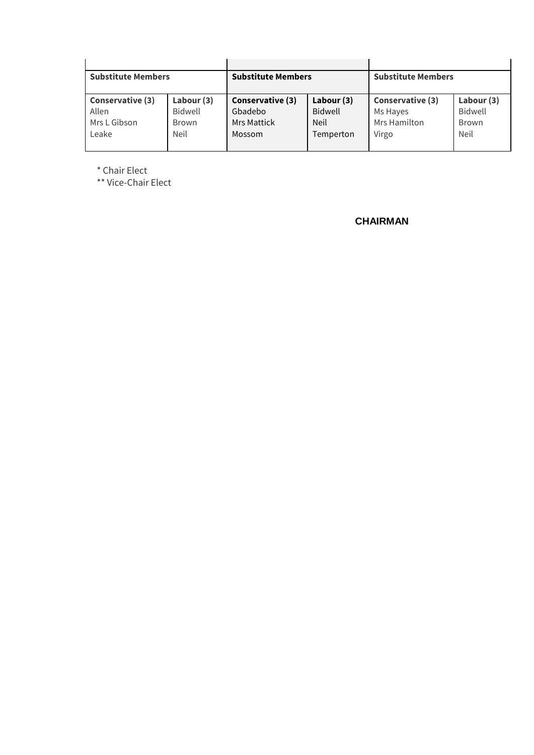| | | | | | |
|---|---|---|---|---|---|
| **Substitute Members** | | **Substitute Members** | | **Substitute Members** | |
| **Conservative (3)**<br>Allen<br>Mrs L Gibson<br>Leake | **Labour (3)**<br>Bidwell<br>Brown<br>Neil | **Conservative (3)**<br>Gbadebo<br>Mrs Mattick<br>Mossom | **Labour (3)**<br>Bidwell<br>Neil<br>Temperton | **Conservative (3)**<br>Ms Hayes<br>Mrs Hamilton<br>Virgo | **Labour (3)**<br>Bidwell<br>Brown<br>Neil |

\* Chair Elect
\*\* Vice-Chair Elect

**CHAIRMAN**